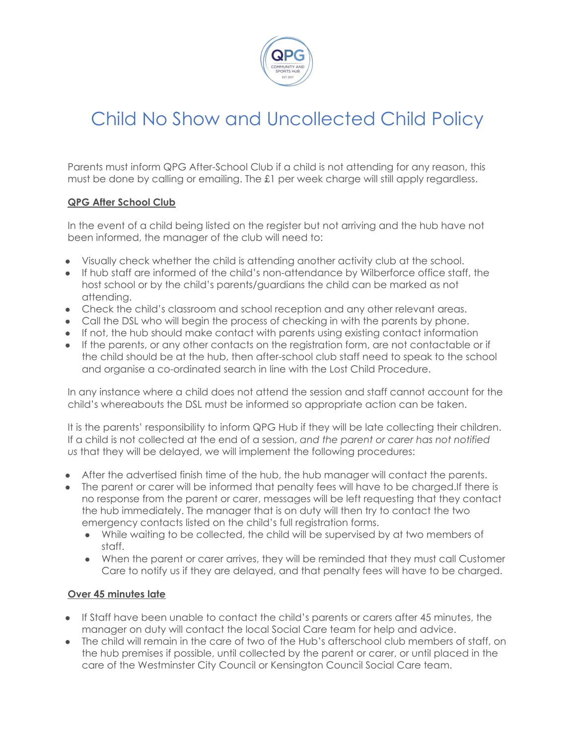# Child No Show and Uncollected Child Policy

Parents must inform QPG After-School Club if a child is not attending for any reason, this must be done by calling or emailing. The £1 per week charge will still apply regardless.

**QPG After School Club**

In the event of a child being listed on the register but not arriving and the hub have not been informed, the manager of the club will need to:

- Visually check whether the child is attending another activity club at the school.
- If hub staff are informed of the child's non-attendance by Wilberforce office staff, the host school or by the child's parents/guardians the child can be marked as not attending.
- Check the child's classroom and school reception and any other relevant areas.
- Call the DSL who will begin the process of checking in with the parents by phone.
- If not, the hub should make contact with parents using existing contact information
- If the parents, or any other contacts on the registration form, are not contactable or if the child should be at the hub, then after-school club staff need to speak to the school and organise a co-ordinated search in line with the Lost Child Procedure.

In any instance where a child does not attend the session and staff cannot account for the child's whereabouts the DSL must be informed so appropriate action can be taken.

It is the parents' responsibility to inform QPG Hub if they will be late collecting their children. If a child is not collected at the end of a session, *and the parent or carer has not notified us* that they will be delayed, we will implement the following procedures:

- After the advertised finish time of the hub, the hub manager will contact the parents.
- The parent or carer will be informed that penalty fees will have to be charged.If there is no response from the parent or carer, messages will be left requesting that they contact the hub immediately. The manager that is on duty will then try to contact the two emergency contacts listed on the child's full registration forms.
  - While waiting to be collected, the child will be supervised by at two members of staff.
  - When the parent or carer arrives, they will be reminded that they must call Customer Care to notify us if they are delayed, and that penalty fees will have to be charged.

**Over 45 minutes late**

- If Staff have been unable to contact the child's parents or carers after 45 minutes, the manager on duty will contact the local Social Care team for help and advice.
- The child will remain in the care of two of the Hub's afterschool club members of staff, on the hub premises if possible, until collected by the parent or carer, or until placed in the care of the Westminster City Council or Kensington Council Social Care team.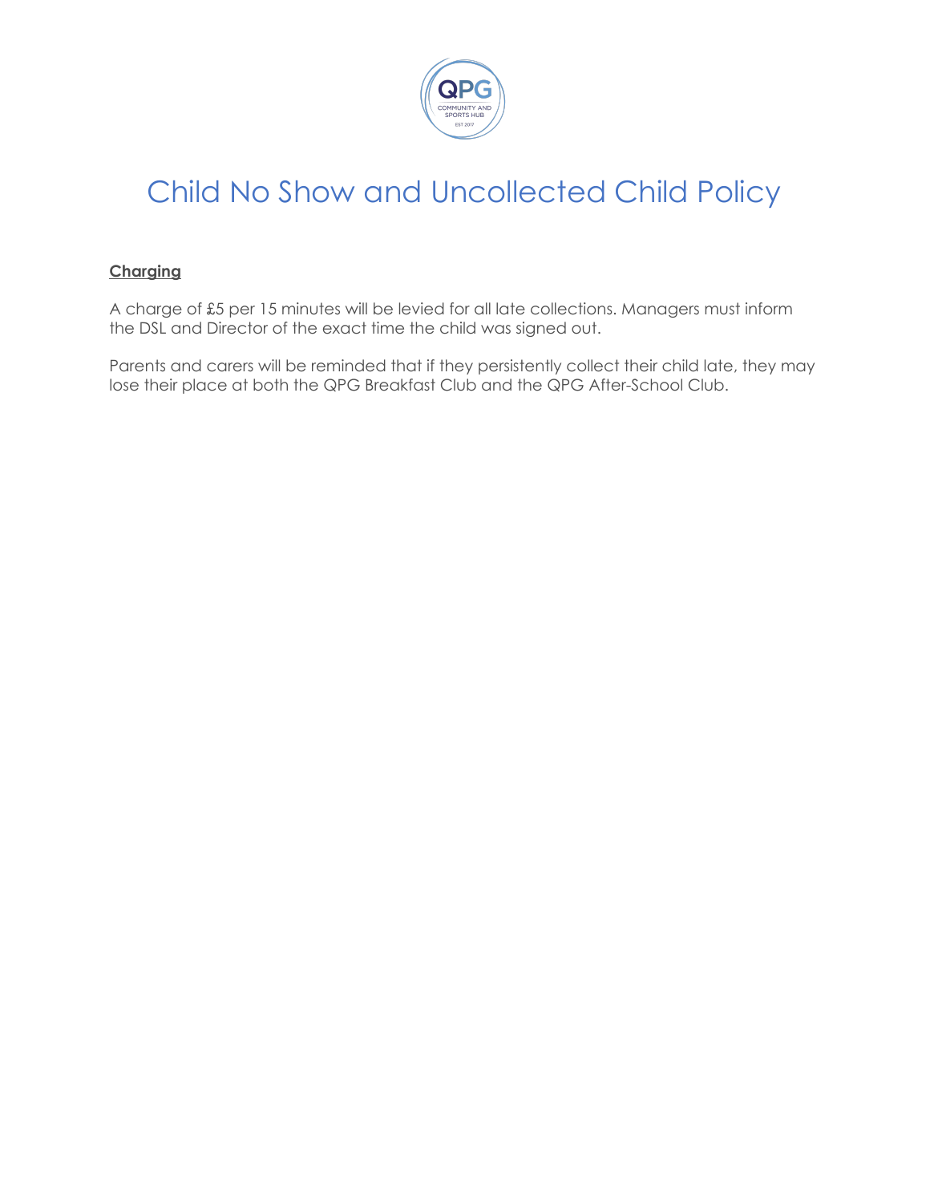# Child No Show and Uncollected Child Policy

**Charging**

A charge of £5 per 15 minutes will be levied for all late collections. Managers must inform the DSL and Director of the exact time the child was signed out.

Parents and carers will be reminded that if they persistently collect their child late, they may lose their place at both the QPG Breakfast Club and the QPG After-School Club.